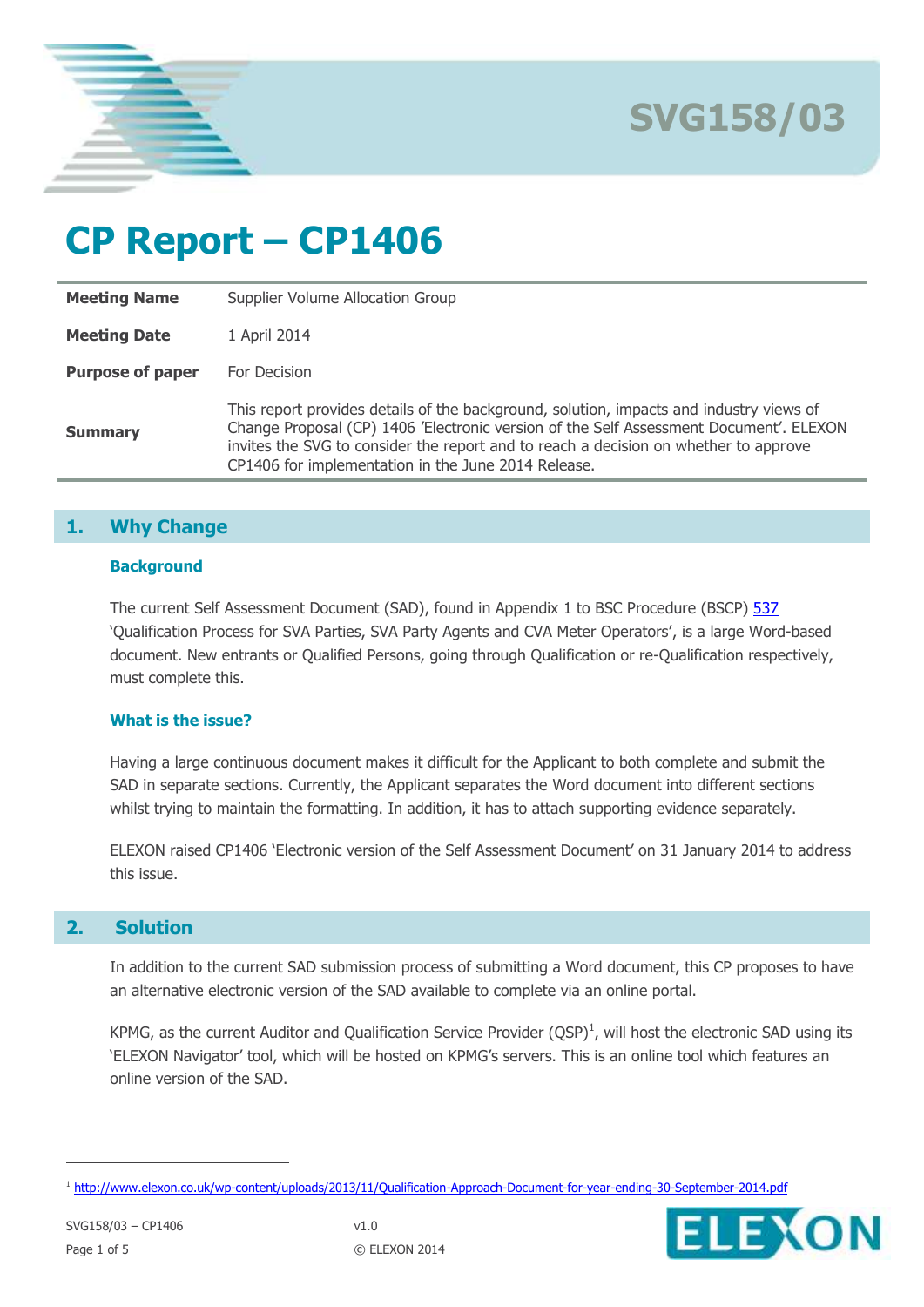SVG158/03

# CP Report – CP1406

| | |
|---|---|
| **Meeting Name** | Supplier Volume Allocation Group |
| **Meeting Date** | 1 April 2014 |
| **Purpose of paper** | For Decision |
| **Summary** | This report provides details of the background, solution, impacts and industry views of Change Proposal (CP) 1406 'Electronic version of the Self Assessment Document'. ELEXON invites the SVG to consider the report and to reach a decision on whether to approve CP1406 for implementation in the June 2014 Release. |

## 1. Why Change

### Background

The current Self Assessment Document (SAD), found in Appendix 1 to BSC Procedure (BSCP) 537 'Qualification Process for SVA Parties, SVA Party Agents and CVA Meter Operators', is a large Word-based document. New entrants or Qualified Persons, going through Qualification or re-Qualification respectively, must complete this.

### What is the issue?

Having a large continuous document makes it difficult for the Applicant to both complete and submit the SAD in separate sections. Currently, the Applicant separates the Word document into different sections whilst trying to maintain the formatting. In addition, it has to attach supporting evidence separately.

ELEXON raised CP1406 'Electronic version of the Self Assessment Document' on 31 January 2014 to address this issue.

## 2. Solution

In addition to the current SAD submission process of submitting a Word document, this CP proposes to have an alternative electronic version of the SAD available to complete via an online portal.

KPMG, as the current Auditor and Qualification Service Provider (QSP)[1], will host the electronic SAD using its 'ELEXON Navigator' tool, which will be hosted on KPMG's servers. This is an online tool which features an online version of the SAD.

[1] http://www.elexon.co.uk/wp-content/uploads/2013/11/Qualification-Approach-Document-for-year-ending-30-September-2014.pdf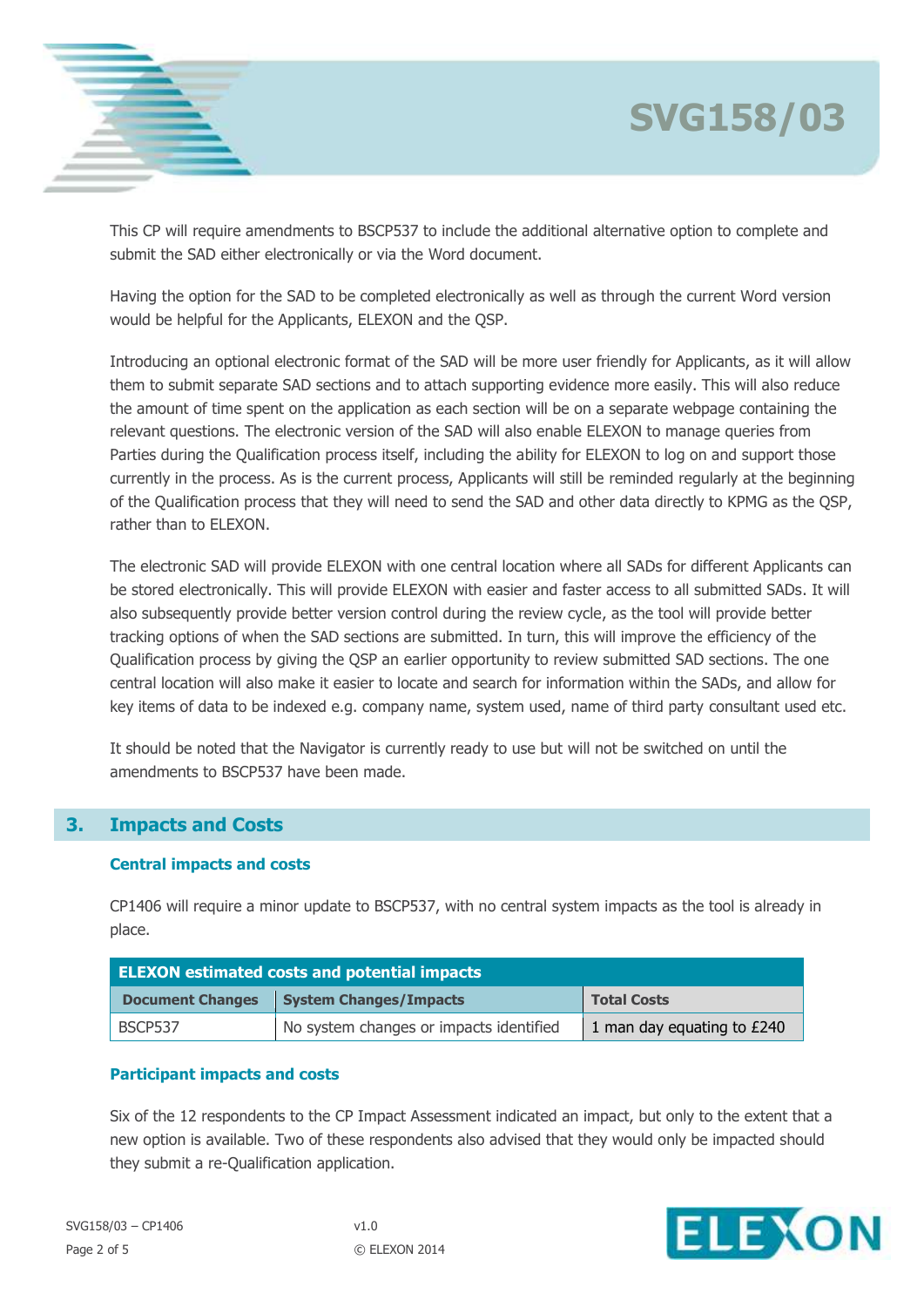This CP will require amendments to BSCP537 to include the additional alternative option to complete and submit the SAD either electronically or via the Word document.

Having the option for the SAD to be completed electronically as well as through the current Word version would be helpful for the Applicants, ELEXON and the QSP.

Introducing an optional electronic format of the SAD will be more user friendly for Applicants, as it will allow them to submit separate SAD sections and to attach supporting evidence more easily. This will also reduce the amount of time spent on the application as each section will be on a separate webpage containing the relevant questions. The electronic version of the SAD will also enable ELEXON to manage queries from Parties during the Qualification process itself, including the ability for ELEXON to log on and support those currently in the process. As is the current process, Applicants will still be reminded regularly at the beginning of the Qualification process that they will need to send the SAD and other data directly to KPMG as the QSP, rather than to ELEXON.

The electronic SAD will provide ELEXON with one central location where all SADs for different Applicants can be stored electronically. This will provide ELEXON with easier and faster access to all submitted SADs. It will also subsequently provide better version control during the review cycle, as the tool will provide better tracking options of when the SAD sections are submitted. In turn, this will improve the efficiency of the Qualification process by giving the QSP an earlier opportunity to review submitted SAD sections. The one central location will also make it easier to locate and search for information within the SADs, and allow for key items of data to be indexed e.g. company name, system used, name of third party consultant used etc.

It should be noted that the Navigator is currently ready to use but will not be switched on until the amendments to BSCP537 have been made.

## 3. Impacts and Costs

### Central impacts and costs

CP1406 will require a minor update to BSCP537, with no central system impacts as the tool is already in place.

| ELEXON estimated costs and potential impacts | | |
|---|---|---|
| **Document Changes** | **System Changes/Impacts** | **Total Costs** |
| BSCP537 | No system changes or impacts identified | 1 man day equating to £240 |

### Participant impacts and costs

Six of the 12 respondents to the CP Impact Assessment indicated an impact, but only to the extent that a new option is available. Two of these respondents also advised that they would only be impacted should they submit a re-Qualification application.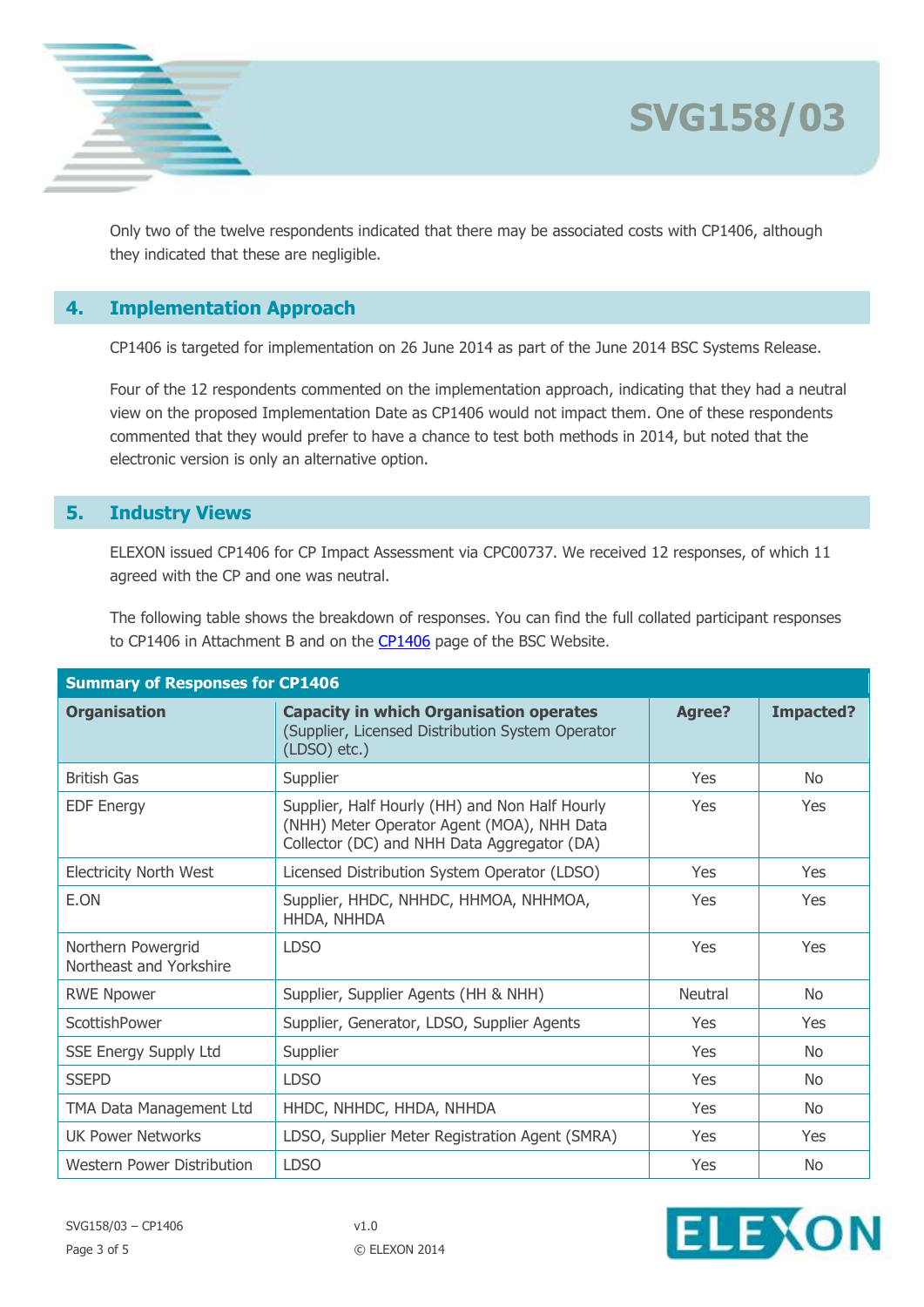Only two of the twelve respondents indicated that there may be associated costs with CP1406, although they indicated that these are negligible.

## 4. Implementation Approach

CP1406 is targeted for implementation on 26 June 2014 as part of the June 2014 BSC Systems Release.

Four of the 12 respondents commented on the implementation approach, indicating that they had a neutral view on the proposed Implementation Date as CP1406 would not impact them. One of these respondents commented that they would prefer to have a chance to test both methods in 2014, but noted that the electronic version is only an alternative option.

## 5. Industry Views

ELEXON issued CP1406 for CP Impact Assessment via CPC00737. We received 12 responses, of which 11 agreed with the CP and one was neutral.

The following table shows the breakdown of responses. You can find the full collated participant responses to CP1406 in Attachment B and on the CP1406 page of the BSC Website.

**Summary of Responses for CP1406**

| Organisation | Capacity in which Organisation operates (Supplier, Licensed Distribution System Operator (LDSO) etc.) | Agree? | Impacted? |
|---|---|---|---|
| British Gas | Supplier | Yes | No |
| EDF Energy | Supplier, Half Hourly (HH) and Non Half Hourly (NHH) Meter Operator Agent (MOA), NHH Data Collector (DC) and NHH Data Aggregator (DA) | Yes | Yes |
| Electricity North West | Licensed Distribution System Operator (LDSO) | Yes | Yes |
| E.ON | Supplier, HHDC, NHHDC, HHMOA, NHHMOA, HHDA, NHHDA | Yes | Yes |
| Northern Powergrid Northeast and Yorkshire | LDSO | Yes | Yes |
| RWE Npower | Supplier, Supplier Agents (HH & NHH) | Neutral | No |
| ScottishPower | Supplier, Generator, LDSO, Supplier Agents | Yes | Yes |
| SSE Energy Supply Ltd | Supplier | Yes | No |
| SSEPD | LDSO | Yes | No |
| TMA Data Management Ltd | HHDC, NHHDC, HHDA, NHHDA | Yes | No |
| UK Power Networks | LDSO, Supplier Meter Registration Agent (SMRA) | Yes | Yes |
| Western Power Distribution | LDSO | Yes | No |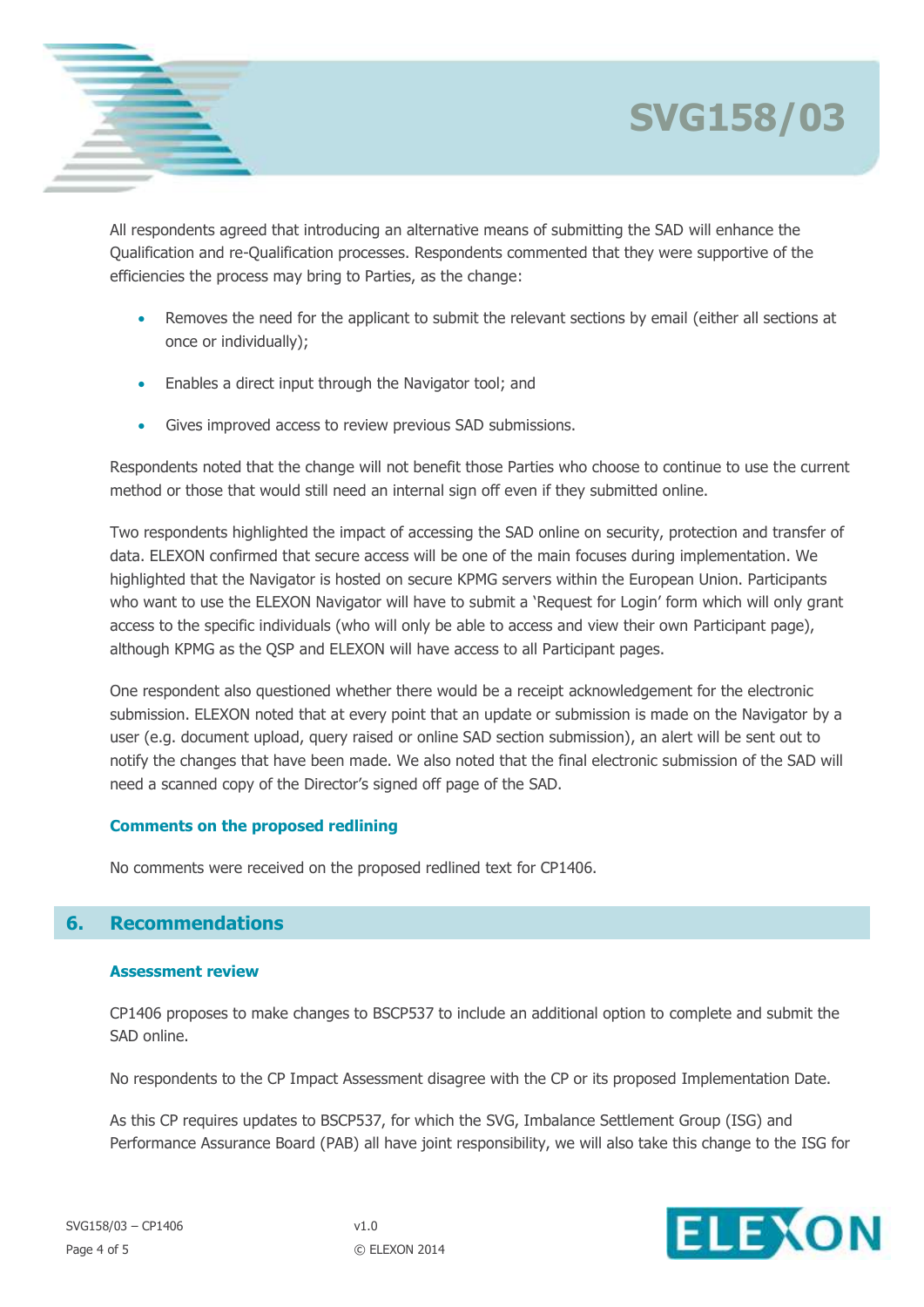All respondents agreed that introducing an alternative means of submitting the SAD will enhance the Qualification and re-Qualification processes. Respondents commented that they were supportive of the efficiencies the process may bring to Parties, as the change:

- Removes the need for the applicant to submit the relevant sections by email (either all sections at once or individually);
- Enables a direct input through the Navigator tool; and
- Gives improved access to review previous SAD submissions.

Respondents noted that the change will not benefit those Parties who choose to continue to use the current method or those that would still need an internal sign off even if they submitted online.

Two respondents highlighted the impact of accessing the SAD online on security, protection and transfer of data. ELEXON confirmed that secure access will be one of the main focuses during implementation. We highlighted that the Navigator is hosted on secure KPMG servers within the European Union. Participants who want to use the ELEXON Navigator will have to submit a 'Request for Login' form which will only grant access to the specific individuals (who will only be able to access and view their own Participant page), although KPMG as the QSP and ELEXON will have access to all Participant pages.

One respondent also questioned whether there would be a receipt acknowledgement for the electronic submission. ELEXON noted that at every point that an update or submission is made on the Navigator by a user (e.g. document upload, query raised or online SAD section submission), an alert will be sent out to notify the changes that have been made. We also noted that the final electronic submission of the SAD will need a scanned copy of the Director's signed off page of the SAD.

### Comments on the proposed redlining

No comments were received on the proposed redlined text for CP1406.

## 6. Recommendations

### Assessment review

CP1406 proposes to make changes to BSCP537 to include an additional option to complete and submit the SAD online.

No respondents to the CP Impact Assessment disagree with the CP or its proposed Implementation Date.

As this CP requires updates to BSCP537, for which the SVG, Imbalance Settlement Group (ISG) and Performance Assurance Board (PAB) all have joint responsibility, we will also take this change to the ISG for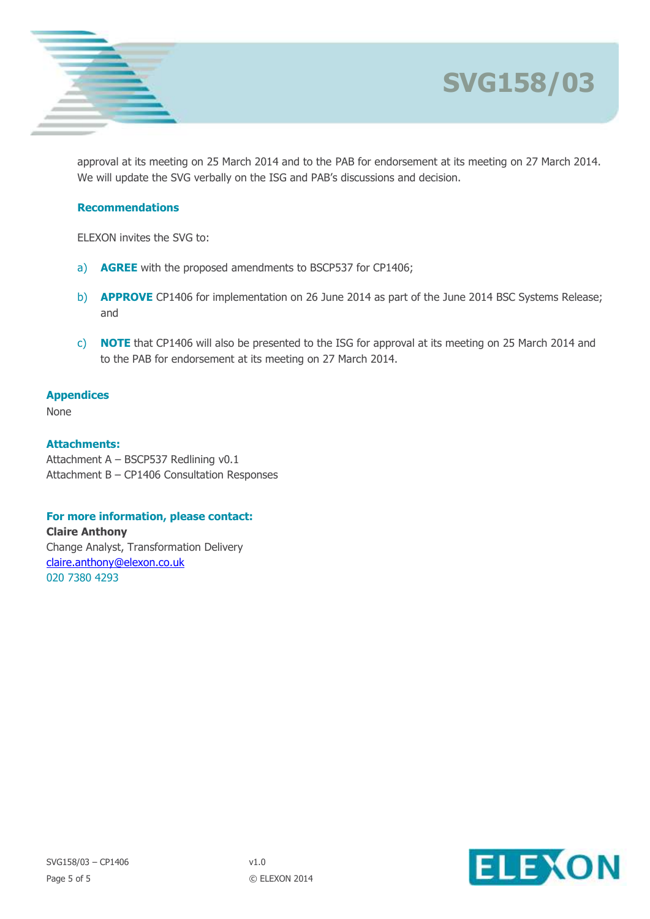approval at its meeting on 25 March 2014 and to the PAB for endorsement at its meeting on 27 March 2014. We will update the SVG verbally on the ISG and PAB's discussions and decision.

### Recommendations

ELEXON invites the SVG to:

a) **AGREE** with the proposed amendments to BSCP537 for CP1406;

b) **APPROVE** CP1406 for implementation on 26 June 2014 as part of the June 2014 BSC Systems Release; and

c) **NOTE** that CP1406 will also be presented to the ISG for approval at its meeting on 25 March 2014 and to the PAB for endorsement at its meeting on 27 March 2014.

### Appendices

None

### Attachments:

Attachment A – BSCP537 Redlining v0.1
Attachment B – CP1406 Consultation Responses

### For more information, please contact:

**Claire Anthony**
Change Analyst, Transformation Delivery
claire.anthony@elexon.co.uk
020 7380 4293